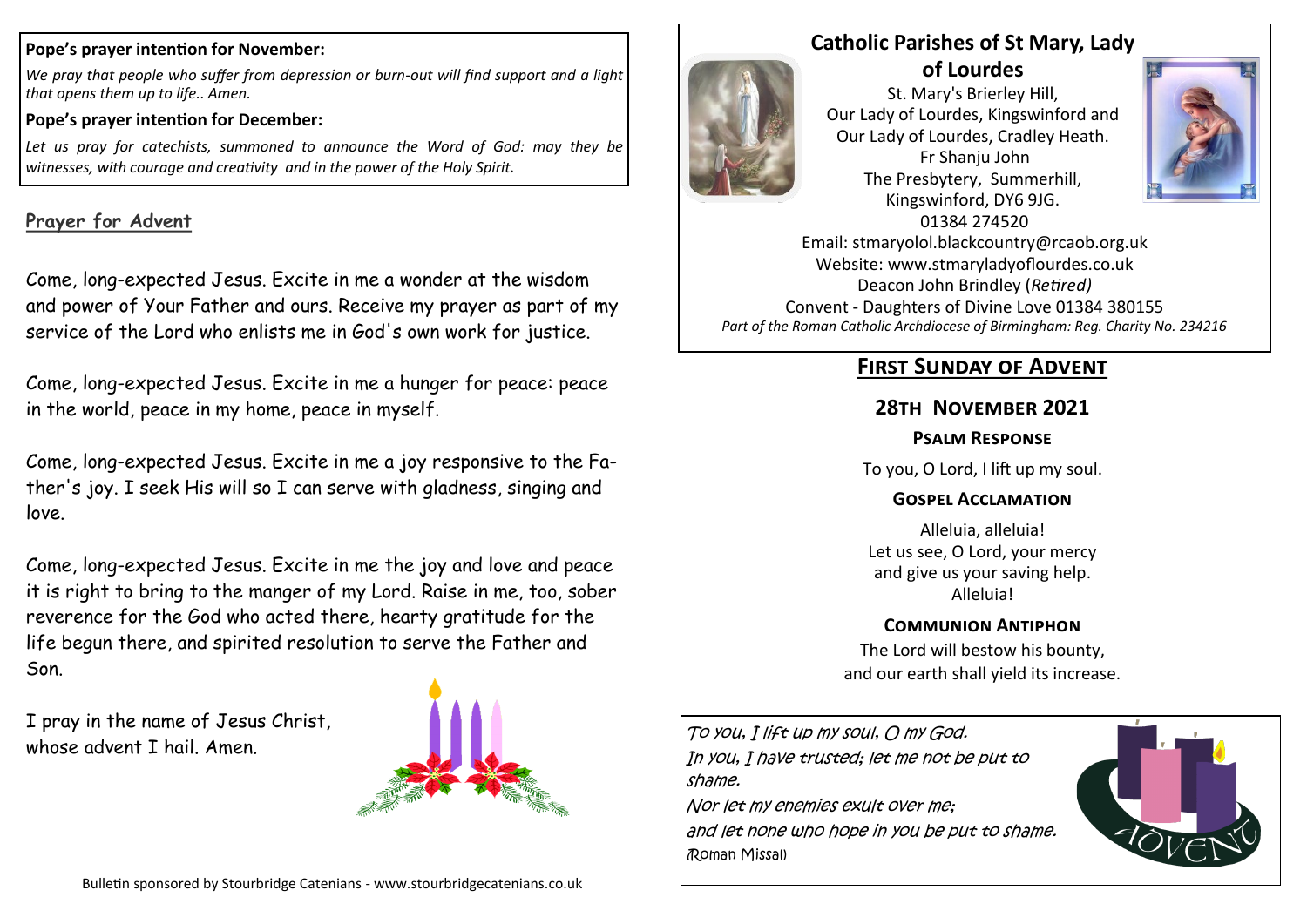**Pope's prayer intention for November:**

*We pray that people who suffer from depression or burn-out will find support and a light that opens them up to life.. Amen.*

**Pope's prayer intention for December:**

*Let us pray for catechists, summoned to announce the Word of God: may they be witnesses, with courage and creativity and in the power of the Holy Spirit.*

## Prayer for Advent

Come, long-expected Jesus. Excite in me a wonder at the wisdom and power of Your Father and ours. Receive my prayer as part of my service of the Lord who enlists me in God's own work for justice.

Come, long-expected Jesus. Excite in me a hunger for peace: peace in the world, peace in my home, peace in myself.

Come, long-expected Jesus. Excite in me a joy responsive to the Father's joy. I seek His will so I can serve with gladness, singing and love.

Come, long-expected Jesus. Excite in me the joy and love and peace it is right to bring to the manger of my Lord. Raise in me, too, sober reverence for the God who acted there, hearty gratitude for the life begun there, and spirited resolution to serve the Father and Son.

I pray in the name of Jesus Christ, whose advent I hail. Amen.

Bulletin sponsored by Stourbridge Catenians - www.stourbridgecatenians.co.uk

# Catholic Parishes of St Mary, Lady of Lourdes

St. Mary's Brierley Hill,
Our Lady of Lourdes, Kingswinford and
Our Lady of Lourdes, Cradley Heath.
Fr Shanju John
The Presbytery, Summerhill,
Kingswinford, DY6 9JG.
01384 274520
Email: stmaryolol.blackcountry@rcaob.org.uk
Website: www.stmaryladyoflourdes.co.uk
Deacon John Brindley (*Retired)*
Convent - Daughters of Divine Love 01384 380155
*Part of the Roman Catholic Archdiocese of Birmingham: Reg. Charity No. 234216*

## First Sunday of Advent

## 28th November 2021

### Psalm Response

To you, O Lord, I lift up my soul.

### Gospel Acclamation

Alleluia, alleluia!
Let us see, O Lord, your mercy
and give us your saving help.
Alleluia!

### Communion Antiphon

The Lord will bestow his bounty,
and our earth shall yield its increase.

*To you, I lift up my soul, O my God.
In you, I have trusted; let me not be put to shame.
Nor let my enemies exult over me;
and let none who hope in you be put to shame.*
(Roman Missal)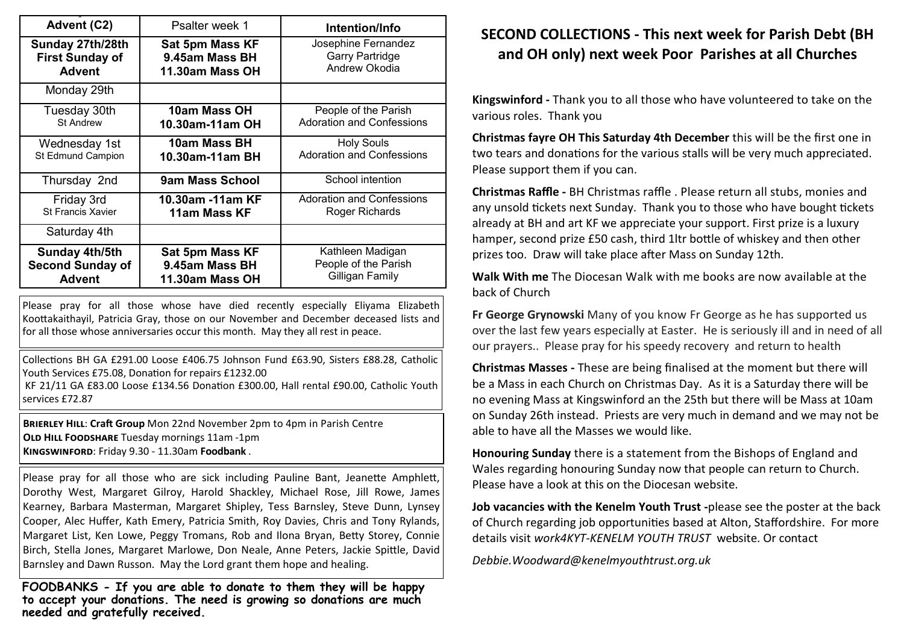| Advent (C2) | Psalter week 1 | Intention/Info |
|---|---|---|
| **Sunday 27th/28th First Sunday of Advent** | **Sat 5pm Mass KF 9.45am Mass BH 11.30am Mass OH** | Josephine Fernandez Garry Partridge Andrew Okodia |
| Monday 29th | | |
| Tuesday 30th St Andrew | **10am Mass OH 10.30am-11am OH** | People of the Parish Adoration and Confessions |
| Wednesday 1st St Edmund Campion | **10am Mass BH 10.30am-11am BH** | Holy Souls Adoration and Confessions |
| Thursday 2nd | **9am Mass School** | School intention |
| Friday 3rd St Francis Xavier | **10.30am -11am KF 11am Mass KF** | Adoration and Confessions Roger Richards |
| Saturday 4th | | |
| **Sunday 4th/5th Second Sunday of Advent** | **Sat 5pm Mass KF 9.45am Mass BH 11.30am Mass OH** | Kathleen Madigan People of the Parish Gilligan Family |

Please pray for all those whose have died recently especially Eliyama Elizabeth Koottakaithayil, Patricia Gray, those on our November and December deceased lists and for all those whose anniversaries occur this month. May they all rest in peace.

Collections BH GA £291.00 Loose £406.75 Johnson Fund £63.90, Sisters £88.28, Catholic Youth Services £75.08, Donation for repairs £1232.00
KF 21/11 GA £83.00 Loose £134.56 Donation £300.00, Hall rental £90.00, Catholic Youth services £72.87

**BRIERLEY HILL**: **Craft Group** Mon 22nd November 2pm to 4pm in Parish Centre
**OLD HILL FOODSHARE** Tuesday mornings 11am -1pm
**KINGSWINFORD**: Friday 9.30 - 11.30am **Foodbank** .

Please pray for all those who are sick including Pauline Bant, Jeanette Amphlett, Dorothy West, Margaret Gilroy, Harold Shackley, Michael Rose, Jill Rowe, James Kearney, Barbara Masterman, Margaret Shipley, Tess Barnsley, Steve Dunn, Lynsey Cooper, Alec Huffer, Kath Emery, Patricia Smith, Roy Davies, Chris and Tony Rylands, Margaret List, Ken Lowe, Peggy Tromans, Rob and Ilona Bryan, Betty Storey, Connie Birch, Stella Jones, Margaret Marlowe, Don Neale, Anne Peters, Jackie Spittle, David Barnsley and Dawn Russon. May the Lord grant them hope and healing.

**FOODBANKS - If you are able to donate to them they will be happy to accept your donations. The need is growing so donations are much needed and gratefully received.**

## SECOND COLLECTIONS - This next week for Parish Debt (BH and OH only) next week Poor Parishes at all Churches

**Kingswinford -** Thank you to all those who have volunteered to take on the various roles. Thank you

**Christmas fayre OH This Saturday 4th December** this will be the first one in two tears and donations for the various stalls will be very much appreciated. Please support them if you can.

**Christmas Raffle -** BH Christmas raffle . Please return all stubs, monies and any unsold tickets next Sunday. Thank you to those who have bought tickets already at BH and art KF we appreciate your support. First prize is a luxury hamper, second prize £50 cash, third 1ltr bottle of whiskey and then other prizes too. Draw will take place after Mass on Sunday 12th.

**Walk With me** The Diocesan Walk with me books are now available at the back of Church

**Fr George Grynowski** Many of you know Fr George as he has supported us over the last few years especially at Easter. He is seriously ill and in need of all our prayers.. Please pray for his speedy recovery and return to health

**Christmas Masses -** These are being finalised at the moment but there will be a Mass in each Church on Christmas Day. As it is a Saturday there will be no evening Mass at Kingswinford an the 25th but there will be Mass at 10am on Sunday 26th instead. Priests are very much in demand and we may not be able to have all the Masses we would like.

**Honouring Sunday** there is a statement from the Bishops of England and Wales regarding honouring Sunday now that people can return to Church. Please have a look at this on the Diocesan website.

**Job vacancies with the Kenelm Youth Trust -**please see the poster at the back of Church regarding job opportunities based at Alton, Staffordshire. For more details visit *work4KYT-KENELM YOUTH TRUST* website. Or contact

*Debbie.Woodward@kenelmyouthtrust.org.uk*